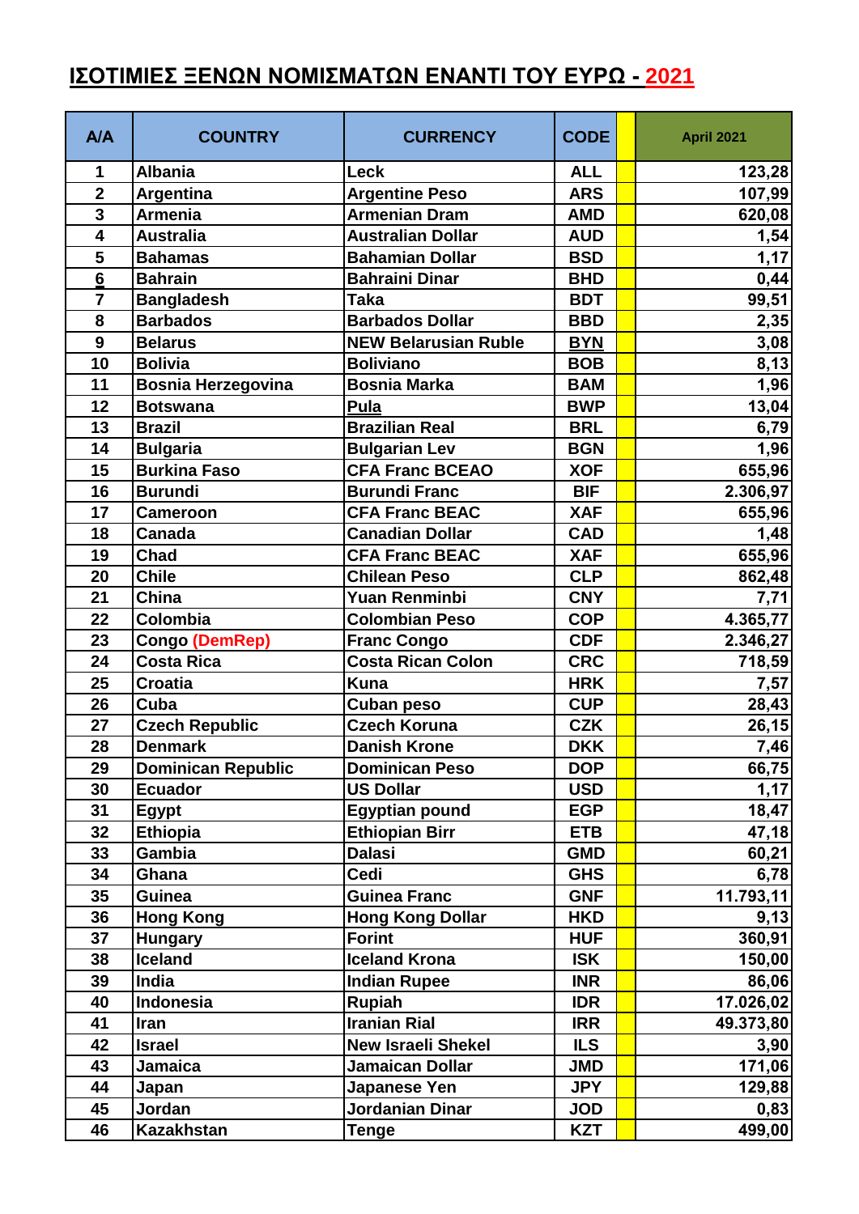# ΙΣΟΤΙΜΙΕΣ ΞΕΝΩΝ ΝΟΜΙΣΜΑΤΩΝ ΕΝΑΝΤΙ ΤΟΥ ΕΥΡΩ - 2021

| A/A | COUNTRY | CURRENCY | CODE | | April 2021 |
|---|---|---|---|---|---|
| 1 | Albania | Leck | ALL | | 123,28 |
| 2 | Argentina | Argentine Peso | ARS | | 107,99 |
| 3 | Armenia | Armenian Dram | AMD | | 620,08 |
| 4 | Australia | Australian Dollar | AUD | | 1,54 |
| 5 | Bahamas | Bahamian Dollar | BSD | | 1,17 |
| 6 | Bahrain | Bahraini Dinar | BHD | | 0,44 |
| 7 | Bangladesh | Taka | BDT | | 99,51 |
| 8 | Barbados | Barbados Dollar | BBD | | 2,35 |
| 9 | Belarus | NEW Belarusian Ruble | BYN | | 3,08 |
| 10 | Bolivia | Boliviano | BOB | | 8,13 |
| 11 | Bosnia Herzegovina | Bosnia Marka | BAM | | 1,96 |
| 12 | Botswana | Pula | BWP | | 13,04 |
| 13 | Brazil | Brazilian Real | BRL | | 6,79 |
| 14 | Bulgaria | Bulgarian Lev | BGN | | 1,96 |
| 15 | Burkina Faso | CFA Franc BCEAO | XOF | | 655,96 |
| 16 | Burundi | Burundi Franc | BIF | | 2.306,97 |
| 17 | Cameroon | CFA Franc BEAC | XAF | | 655,96 |
| 18 | Canada | Canadian Dollar | CAD | | 1,48 |
| 19 | Chad | CFA Franc BEAC | XAF | | 655,96 |
| 20 | Chile | Chilean Peso | CLP | | 862,48 |
| 21 | China | Yuan Renminbi | CNY | | 7,71 |
| 22 | Colombia | Colombian Peso | COP | | 4.365,77 |
| 23 | Congo (DemRep) | Franc Congo | CDF | | 2.346,27 |
| 24 | Costa Rica | Costa Rican Colon | CRC | | 718,59 |
| 25 | Croatia | Kuna | HRK | | 7,57 |
| 26 | Cuba | Cuban peso | CUP | | 28,43 |
| 27 | Czech Republic | Czech Koruna | CZK | | 26,15 |
| 28 | Denmark | Danish Krone | DKK | | 7,46 |
| 29 | Dominican Republic | Dominican Peso | DOP | | 66,75 |
| 30 | Ecuador | US Dollar | USD | | 1,17 |
| 31 | Egypt | Egyptian pound | EGP | | 18,47 |
| 32 | Ethiopia | Ethiopian Birr | ETB | | 47,18 |
| 33 | Gambia | Dalasi | GMD | | 60,21 |
| 34 | Ghana | Cedi | GHS | | 6,78 |
| 35 | Guinea | Guinea Franc | GNF | | 11.793,11 |
| 36 | Hong Kong | Hong Kong Dollar | HKD | | 9,13 |
| 37 | Hungary | Forint | HUF | | 360,91 |
| 38 | Iceland | Iceland Krona | ISK | | 150,00 |
| 39 | India | Indian Rupee | INR | | 86,06 |
| 40 | Indonesia | Rupiah | IDR | | 17.026,02 |
| 41 | Iran | Iranian Rial | IRR | | 49.373,80 |
| 42 | Israel | New Israeli Shekel | ILS | | 3,90 |
| 43 | Jamaica | Jamaican Dollar | JMD | | 171,06 |
| 44 | Japan | Japanese Yen | JPY | | 129,88 |
| 45 | Jordan | Jordanian Dinar | JOD | | 0,83 |
| 46 | Kazakhstan | Tenge | KZT | | 499,00 |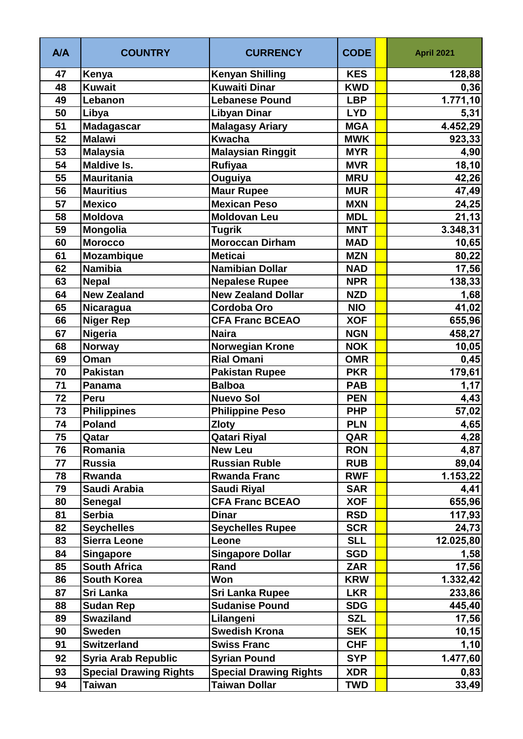| A/A | COUNTRY | CURRENCY | CODE | | April 2021 |
|---|---|---|---|---|---|
| 47 | Kenya | Kenyan Shilling | KES | | 128,88 |
| 48 | Kuwait | Kuwaiti Dinar | KWD | | 0,36 |
| 49 | Lebanon | Lebanese Pound | LBP | | 1.771,10 |
| 50 | Libya | Libyan Dinar | LYD | | 5,31 |
| 51 | Madagascar | Malagasy Ariary | MGA | | 4.452,29 |
| 52 | Malawi | Kwacha | MWK | | 923,33 |
| 53 | Malaysia | Malaysian Ringgit | MYR | | 4,90 |
| 54 | Maldive Is. | Rufiyaa | MVR | | 18,10 |
| 55 | Mauritania | Ouguiya | MRU | | 42,26 |
| 56 | Mauritius | Maur Rupee | MUR | | 47,49 |
| 57 | Mexico | Mexican Peso | MXN | | 24,25 |
| 58 | Moldova | Moldovan Leu | MDL | | 21,13 |
| 59 | Mongolia | Tugrik | MNT | | 3.348,31 |
| 60 | Morocco | Moroccan Dirham | MAD | | 10,65 |
| 61 | Mozambique | Meticai | MZN | | 80,22 |
| 62 | Namibia | Namibian Dollar | NAD | | 17,56 |
| 63 | Nepal | Nepalese Rupee | NPR | | 138,33 |
| 64 | New Zealand | New Zealand Dollar | NZD | | 1,68 |
| 65 | Nicaragua | Cordoba Oro | NIO | | 41,02 |
| 66 | Niger Rep | CFA Franc BCEAO | XOF | | 655,96 |
| 67 | Nigeria | Naira | NGN | | 458,27 |
| 68 | Norway | Norwegian Krone | NOK | | 10,05 |
| 69 | Oman | Rial Omani | OMR | | 0,45 |
| 70 | Pakistan | Pakistan Rupee | PKR | | 179,61 |
| 71 | Panama | Balboa | PAB | | 1,17 |
| 72 | Peru | Nuevo Sol | PEN | | 4,43 |
| 73 | Philippines | Philippine Peso | PHP | | 57,02 |
| 74 | Poland | Zloty | PLN | | 4,65 |
| 75 | Qatar | Qatari Riyal | QAR | | 4,28 |
| 76 | Romania | New Leu | RON | | 4,87 |
| 77 | Russia | Russian Ruble | RUB | | 89,04 |
| 78 | Rwanda | Rwanda Franc | RWF | | 1.153,22 |
| 79 | Saudi Arabia | Saudi Riyal | SAR | | 4,41 |
| 80 | Senegal | CFA Franc BCEAO | XOF | | 655,96 |
| 81 | Serbia | Dinar | RSD | | 117,93 |
| 82 | Seychelles | Seychelles Rupee | SCR | | 24,73 |
| 83 | Sierra Leone | Leone | SLL | | 12.025,80 |
| 84 | Singapore | Singapore Dollar | SGD | | 1,58 |
| 85 | South Africa | Rand | ZAR | | 17,56 |
| 86 | South Korea | Won | KRW | | 1.332,42 |
| 87 | Sri Lanka | Sri Lanka Rupee | LKR | | 233,86 |
| 88 | Sudan Rep | Sudanise Pound | SDG | | 445,40 |
| 89 | Swaziland | Lilangeni | SZL | | 17,56 |
| 90 | Sweden | Swedish Krona | SEK | | 10,15 |
| 91 | Switzerland | Swiss Franc | CHF | | 1,10 |
| 92 | Syria Arab Republic | Syrian Pound | SYP | | 1.477,60 |
| 93 | Special Drawing Rights | Special Drawing Rights | XDR | | 0,83 |
| 94 | Taiwan | Taiwan Dollar | TWD | | 33,49 |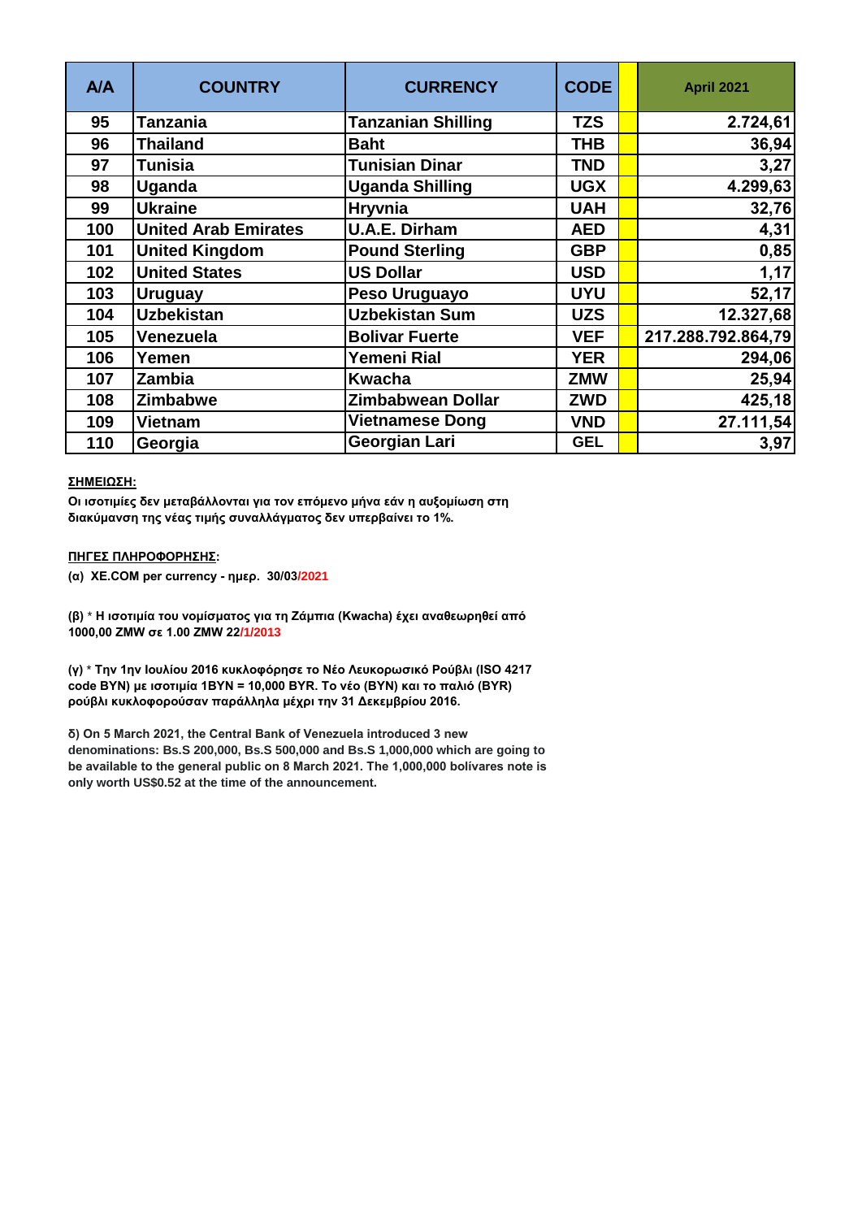| A/A | COUNTRY | CURRENCY | CODE | | April 2021 |
|---|---|---|---|---|---|
| 95 | Tanzania | Tanzanian Shilling | TZS | | 2.724,61 |
| 96 | Thailand | Baht | THB | | 36,94 |
| 97 | Tunisia | Tunisian Dinar | TND | | 3,27 |
| 98 | Uganda | Uganda Shilling | UGX | | 4.299,63 |
| 99 | Ukraine | Hryvnia | UAH | | 32,76 |
| 100 | United Arab Emirates | U.A.E. Dirham | AED | | 4,31 |
| 101 | United Kingdom | Pound Sterling | GBP | | 0,85 |
| 102 | United States | US Dollar | USD | | 1,17 |
| 103 | Uruguay | Peso Uruguayo | UYU | | 52,17 |
| 104 | Uzbekistan | Uzbekistan Sum | UZS | | 12.327,68 |
| 105 | Venezuela | Bolivar Fuerte | VEF | | 217.288.792.864,79 |
| 106 | Yemen | Yemeni Rial | YER | | 294,06 |
| 107 | Zambia | Kwacha | ZMW | | 25,94 |
| 108 | Zimbabwe | Zimbabwean Dollar | ZWD | | 425,18 |
| 109 | Vietnam | Vietnamese Dong | VND | | 27.111,54 |
| 110 | Georgia | Georgian Lari | GEL | | 3,97 |

**ΣΗΜΕΙΩΣΗ:**

**Οι ισοτιμίες δεν μεταβάλλονται για τον επόμενο μήνα εάν η αυξομίωση στη διακύμανση της νέας τιμής συναλλάγματος δεν υπερβαίνει το 1%.**

**ΠΗΓΕΣ ΠΛΗΡΟΦΟΡΗΣΗΣ:**

**(α) XE.COM per currency - ημερ. 30/03/2021**

**(β) * Η ισοτιμία του νομίσματος για τη Ζάμπια (Kwacha) έχει αναθεωρηθεί από 1000,00 ZMW σε 1.00 ZMW 22/1/2013**

**(γ) * Την 1ην Ιουλίου 2016 κυκλοφόρησε το Νέο Λευκορωσικό Ρούβλι (ISO 4217 code BYN) με ισοτιμία 1BYN = 10,000 BYR. Το νέο (BYN) και το παλιό (BYR) ρούβλι κυκλοφορούσαν παράλληλα μέχρι την 31 Δεκεμβρίου 2016.**

**δ) On 5 March 2021, the Central Bank of Venezuela introduced 3 new denominations: Bs.S 200,000, Bs.S 500,000 and Bs.S 1,000,000 which are going to be available to the general public on 8 March 2021. The 1,000,000 bolívares note is only worth US$0.52 at the time of the announcement.**